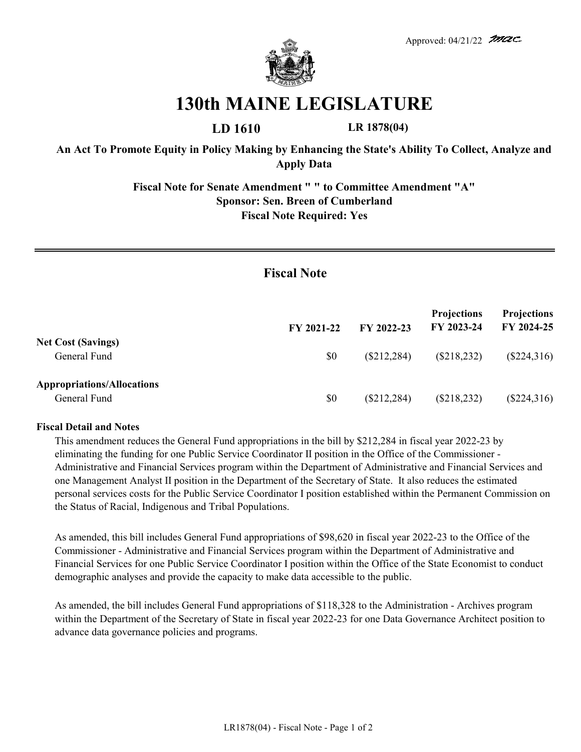Approved: 04/21/22 mac

# 130th MAINE LEGISLATURE

**LD 1610** **LR 1878(04)**

**An Act To Promote Equity in Policy Making by Enhancing the State's Ability To Collect, Analyze and Apply Data**

**Fiscal Note for Senate Amendment " " to Committee Amendment "A"**
**Sponsor: Sen. Breen of Cumberland**
**Fiscal Note Required: Yes**

## Fiscal Note

| | FY 2021-22 | FY 2022-23 | Projections FY 2023-24 | Projections FY 2024-25 |
|---|---|---|---|---|
| **Net Cost (Savings)** | | | | |
| General Fund | $0 | ($212,284) | ($218,232) | ($224,316) |
| **Appropriations/Allocations** | | | | |
| General Fund | $0 | ($212,284) | ($218,232) | ($224,316) |

**Fiscal Detail and Notes**

This amendment reduces the General Fund appropriations in the bill by $212,284 in fiscal year 2022-23 by eliminating the funding for one Public Service Coordinator II position in the Office of the Commissioner - Administrative and Financial Services program within the Department of Administrative and Financial Services and one Management Analyst II position in the Department of the Secretary of State. It also reduces the estimated personal services costs for the Public Service Coordinator I position established within the Permanent Commission on the Status of Racial, Indigenous and Tribal Populations.

As amended, this bill includes General Fund appropriations of $98,620 in fiscal year 2022-23 to the Office of the Commissioner - Administrative and Financial Services program within the Department of Administrative and Financial Services for one Public Service Coordinator I position within the Office of the State Economist to conduct demographic analyses and provide the capacity to make data accessible to the public.

As amended, the bill includes General Fund appropriations of $118,328 to the Administration - Archives program within the Department of the Secretary of State in fiscal year 2022-23 for one Data Governance Architect position to advance data governance policies and programs.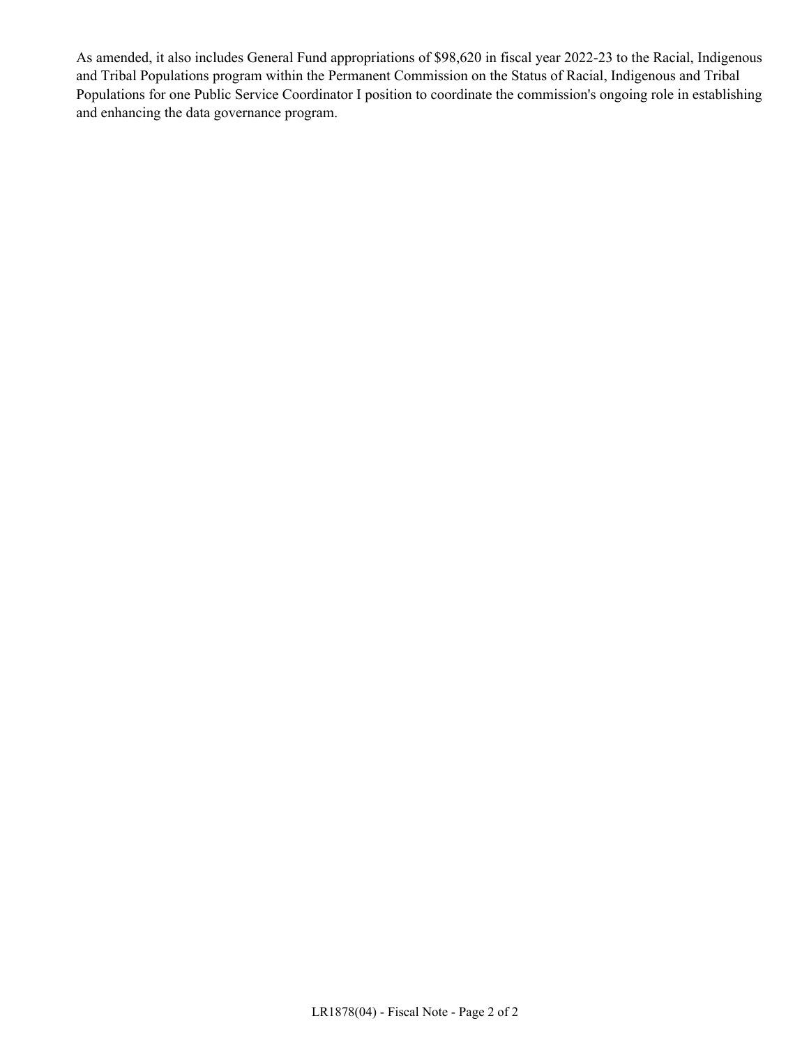As amended, it also includes General Fund appropriations of $98,620 in fiscal year 2022-23 to the Racial, Indigenous and Tribal Populations program within the Permanent Commission on the Status of Racial, Indigenous and Tribal Populations for one Public Service Coordinator I position to coordinate the commission's ongoing role in establishing and enhancing the data governance program.